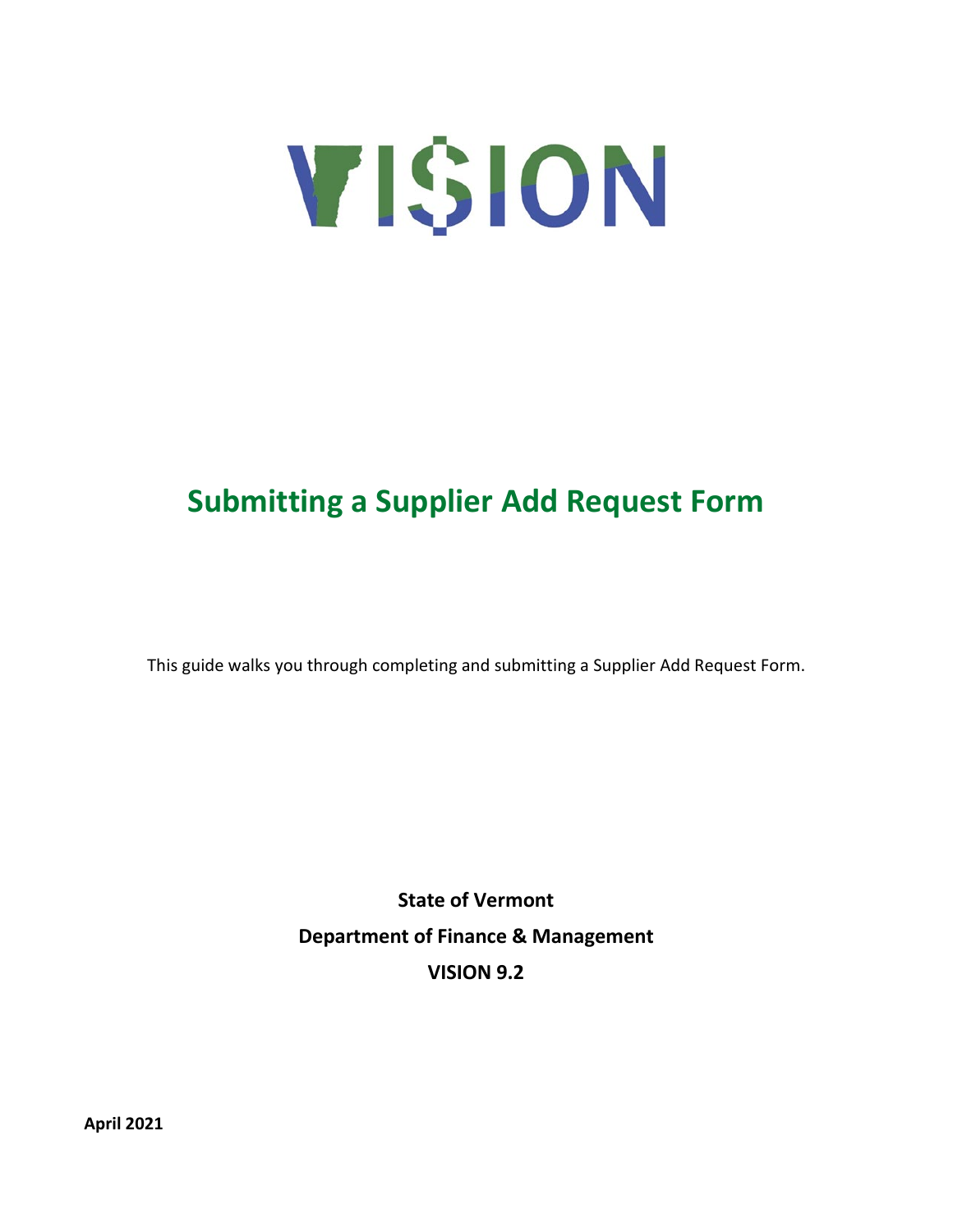# VI$ION

# Submitting a Supplier Add Request Form

This guide walks you through completing and submitting a Supplier Add Request Form.

**State of Vermont**

**Department of Finance & Management**

**VISION 9.2**

**April 2021**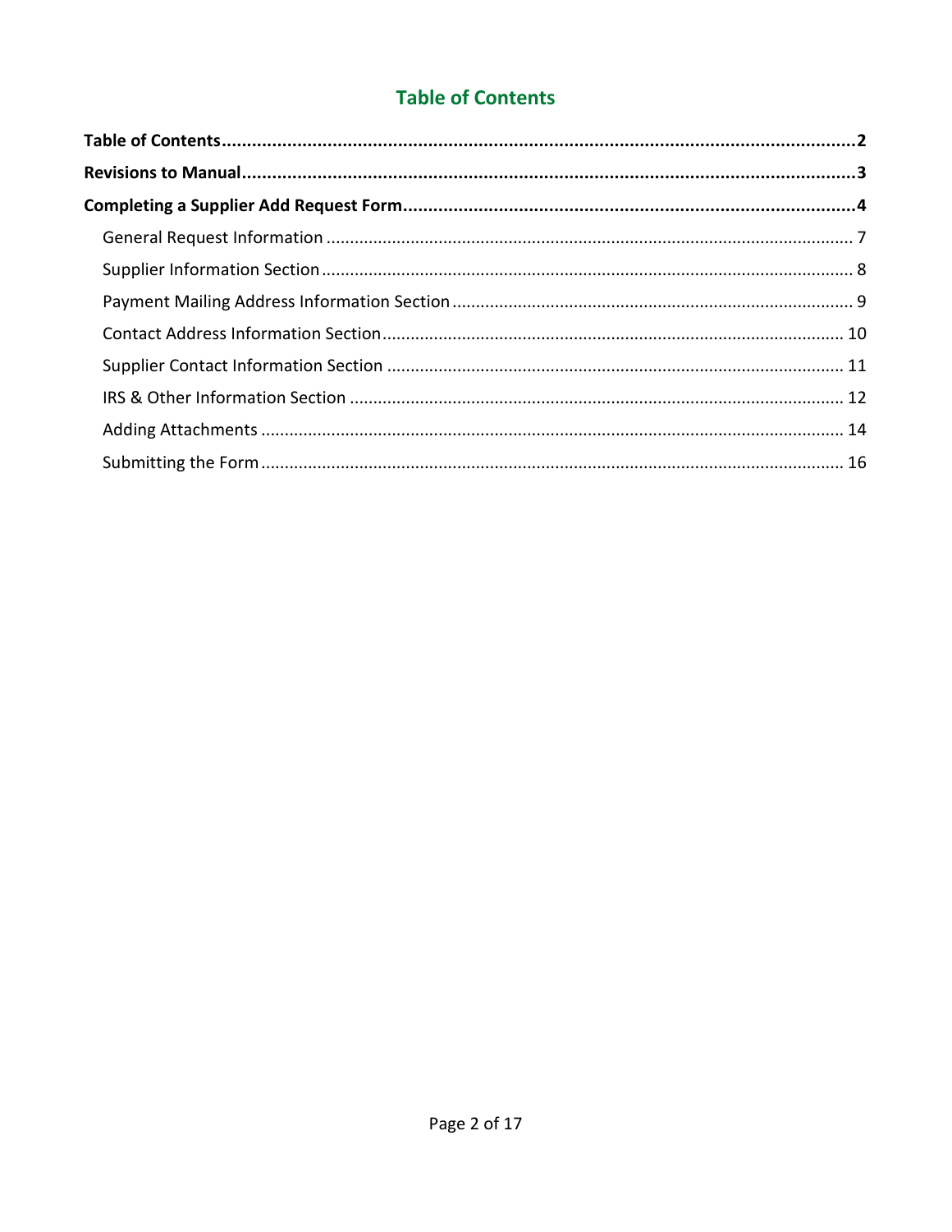## Table of Contents

**Table of Contents** .......... **2**

**Revisions to Manual** .......... **3**

**Completing a Supplier Add Request Form** .......... **4**

- General Request Information .......... 7
- Supplier Information Section .......... 8
- Payment Mailing Address Information Section .......... 9
- Contact Address Information Section .......... 10
- Supplier Contact Information Section .......... 11
- IRS & Other Information Section .......... 12
- Adding Attachments .......... 14
- Submitting the Form .......... 16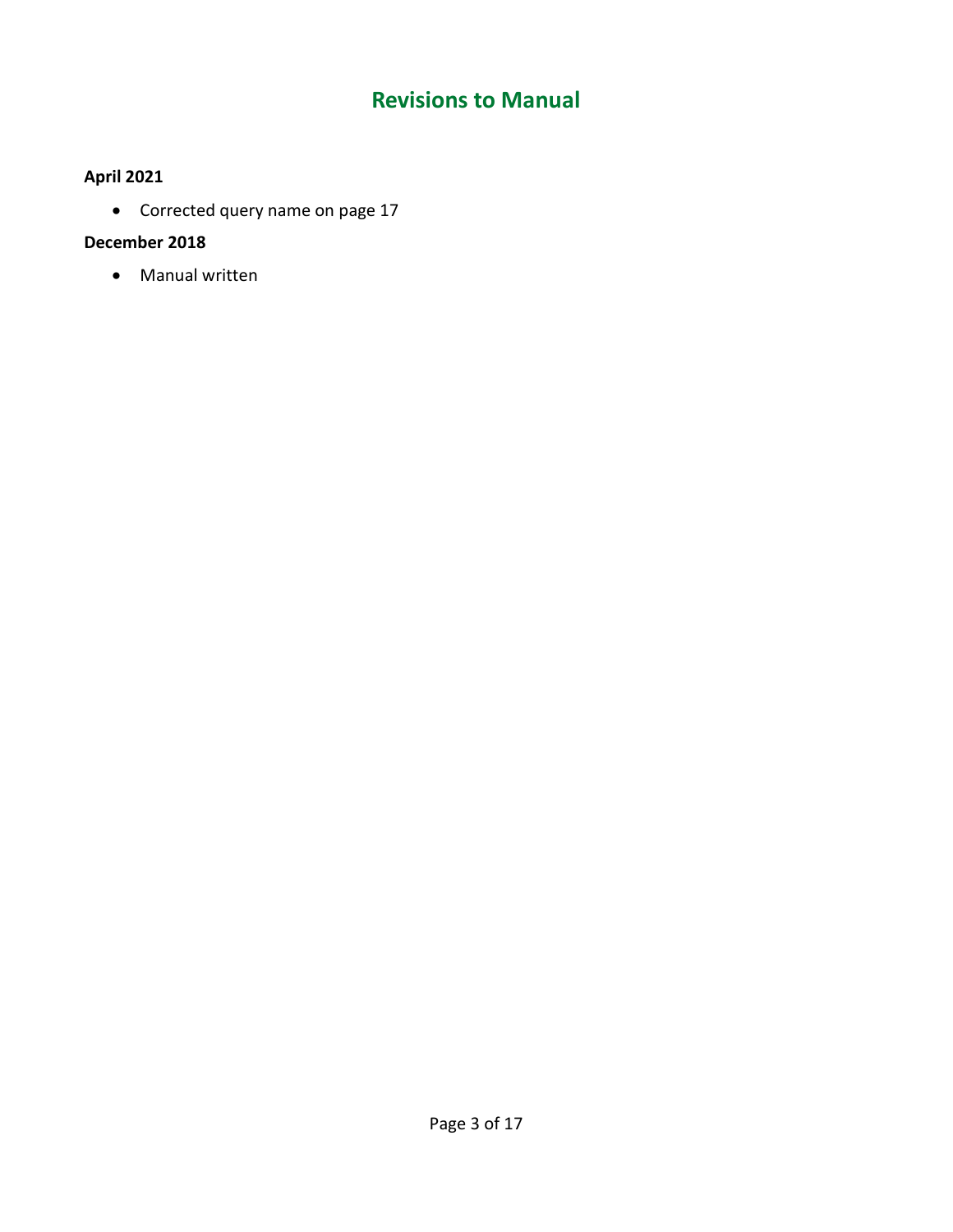# Revisions to Manual

**April 2021**

- Corrected query name on page 17

**December 2018**

- Manual written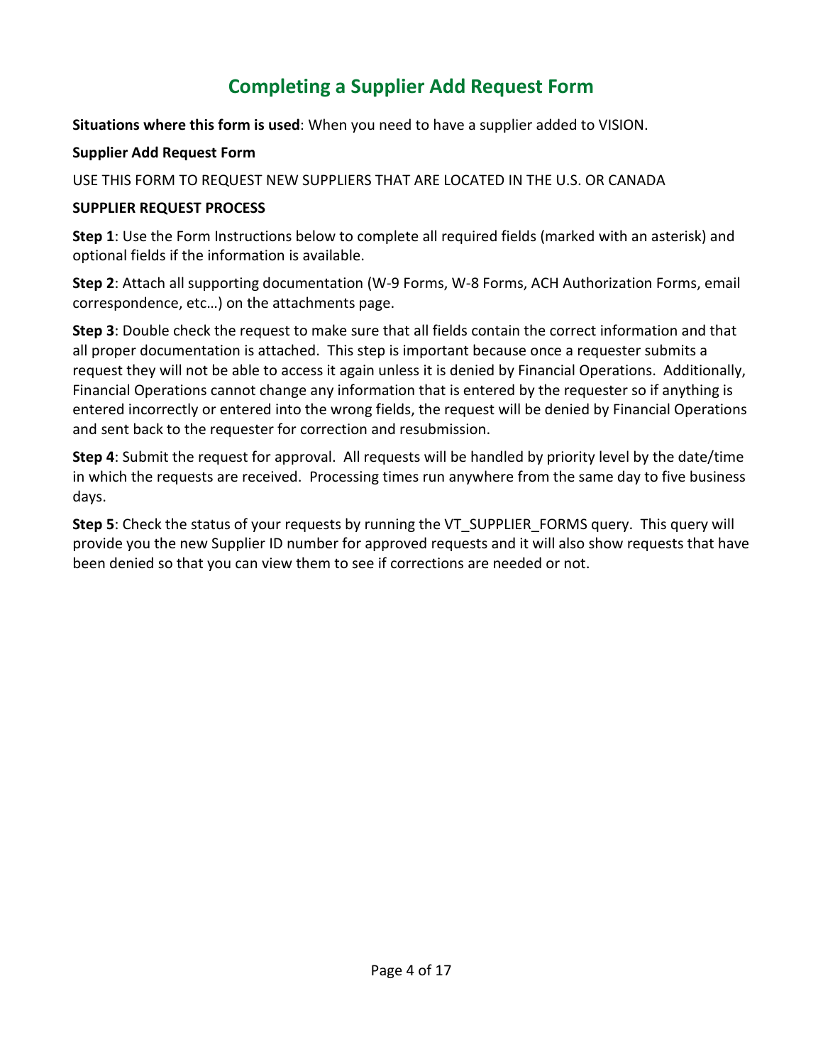# Completing a Supplier Add Request Form

**Situations where this form is used**: When you need to have a supplier added to VISION.

**Supplier Add Request Form**

USE THIS FORM TO REQUEST NEW SUPPLIERS THAT ARE LOCATED IN THE U.S. OR CANADA

**SUPPLIER REQUEST PROCESS**

**Step 1**: Use the Form Instructions below to complete all required fields (marked with an asterisk) and optional fields if the information is available.

**Step 2**: Attach all supporting documentation (W-9 Forms, W-8 Forms, ACH Authorization Forms, email correspondence, etc…) on the attachments page.

**Step 3**: Double check the request to make sure that all fields contain the correct information and that all proper documentation is attached. This step is important because once a requester submits a request they will not be able to access it again unless it is denied by Financial Operations. Additionally, Financial Operations cannot change any information that is entered by the requester so if anything is entered incorrectly or entered into the wrong fields, the request will be denied by Financial Operations and sent back to the requester for correction and resubmission.

**Step 4**: Submit the request for approval. All requests will be handled by priority level by the date/time in which the requests are received. Processing times run anywhere from the same day to five business days.

**Step 5**: Check the status of your requests by running the VT_SUPPLIER_FORMS query. This query will provide you the new Supplier ID number for approved requests and it will also show requests that have been denied so that you can view them to see if corrections are needed or not.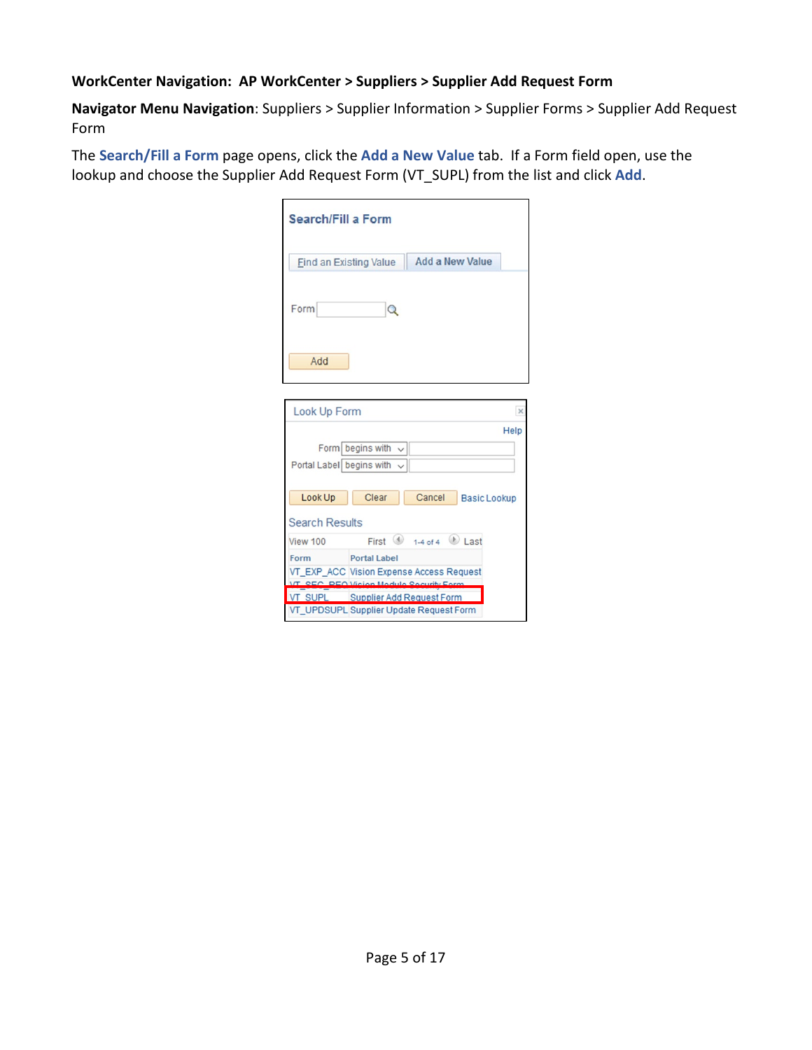**WorkCenter Navigation: AP WorkCenter > Suppliers > Supplier Add Request Form**

**Navigator Menu Navigation**: Suppliers > Supplier Information > Supplier Forms > Supplier Add Request Form

The **Search/Fill a Form** page opens, click the **Add a New Value** tab. If a Form field open, use the lookup and choose the Supplier Add Request Form (VT_SUPL) from the list and click **Add**.

Search/Fill a Form

Find an Existing Value | Add a New Value

Form

Add

Look Up Form

Help

Form begins with

Portal Label begins with

Look Up | Clear | Cancel | Basic Lookup

Search Results

View 100 First 1-4 of 4 Last

| Form | Portal Label |
|---|---|
| VT_EXP_ACC | Vision Expense Access Request |
| VT_SEC_REQ | Vision Module Security Form |
| VT_SUPL | Supplier Add Request Form |
| VT_UPDSUPL | Supplier Update Request Form |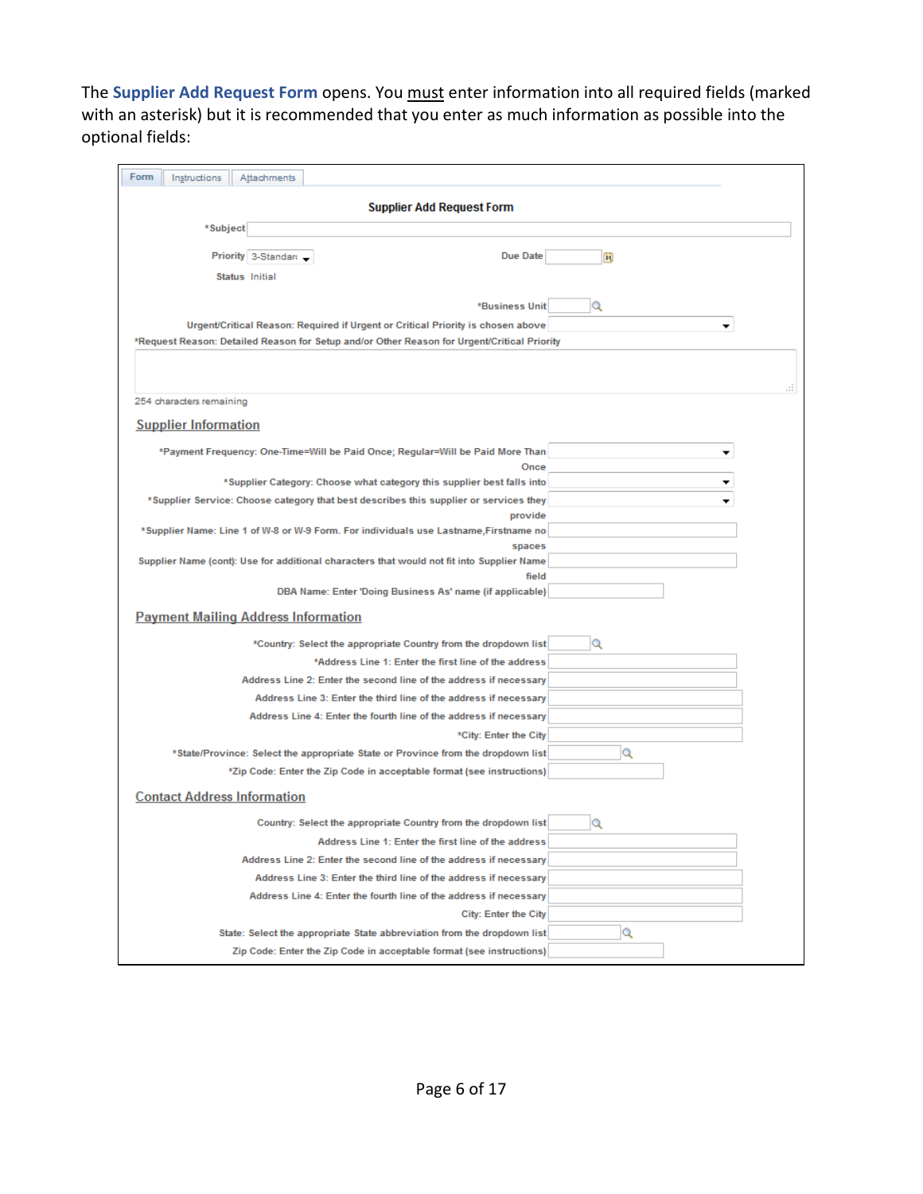The **Supplier Add Request Form** opens. You must enter information into all required fields (marked with an asterisk) but it is recommended that you enter as much information as possible into the optional fields:

Form | Instructions | Attachments

**Supplier Add Request Form**

*Subject

Priority 3-Standard

Due Date

Status Initial

*Business Unit

Urgent/Critical Reason: Required if Urgent or Critical Priority is chosen above

*Request Reason: Detailed Reason for Setup and/or Other Reason for Urgent/Critical Priority

254 characters remaining

**Supplier Information**

*Payment Frequency: One-Time=Will be Paid Once; Regular=Will be Paid More Than Once

*Supplier Category: Choose what category this supplier best falls into

*Supplier Service: Choose category that best describes this supplier or services they provide

*Supplier Name: Line 1 of W-8 or W-9 Form. For individuals use Lastname,Firstname no spaces

Supplier Name (cont): Use for additional characters that would not fit into Supplier Name field

DBA Name: Enter 'Doing Business As' name (if applicable)

**Payment Mailing Address Information**

*Country: Select the appropriate Country from the dropdown list

*Address Line 1: Enter the first line of the address

Address Line 2: Enter the second line of the address if necessary

Address Line 3: Enter the third line of the address if necessary

Address Line 4: Enter the fourth line of the address if necessary

*City: Enter the City

*State/Province: Select the appropriate State or Province from the dropdown list

*Zip Code: Enter the Zip Code in acceptable format (see instructions)

**Contact Address Information**

Country: Select the appropriate Country from the dropdown list

Address Line 1: Enter the first line of the address

Address Line 2: Enter the second line of the address if necessary

Address Line 3: Enter the third line of the address if necessary

Address Line 4: Enter the fourth line of the address if necessary

City: Enter the City

State: Select the appropriate State abbreviation from the dropdown list

Zip Code: Enter the Zip Code in acceptable format (see instructions)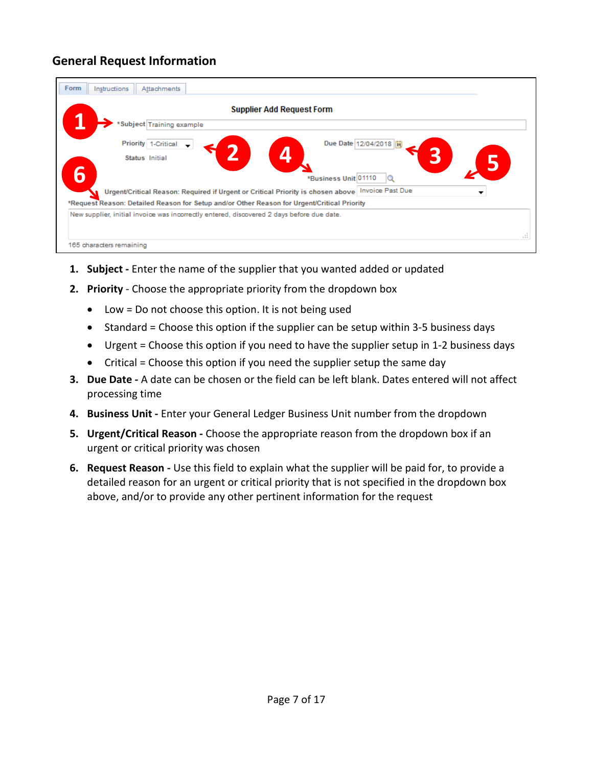## General Request Information

1. **Subject -** Enter the name of the supplier that you wanted added or updated
2. **Priority** - Choose the appropriate priority from the dropdown box
   - Low = Do not choose this option. It is not being used
   - Standard = Choose this option if the supplier can be setup within 3-5 business days
   - Urgent = Choose this option if you need to have the supplier setup in 1-2 business days
   - Critical = Choose this option if you need the supplier setup the same day
3. **Due Date -** A date can be chosen or the field can be left blank. Dates entered will not affect processing time
4. **Business Unit -** Enter your General Ledger Business Unit number from the dropdown
5. **Urgent/Critical Reason -** Choose the appropriate reason from the dropdown box if an urgent or critical priority was chosen
6. **Request Reason -** Use this field to explain what the supplier will be paid for, to provide a detailed reason for an urgent or critical priority that is not specified in the dropdown box above, and/or to provide any other pertinent information for the request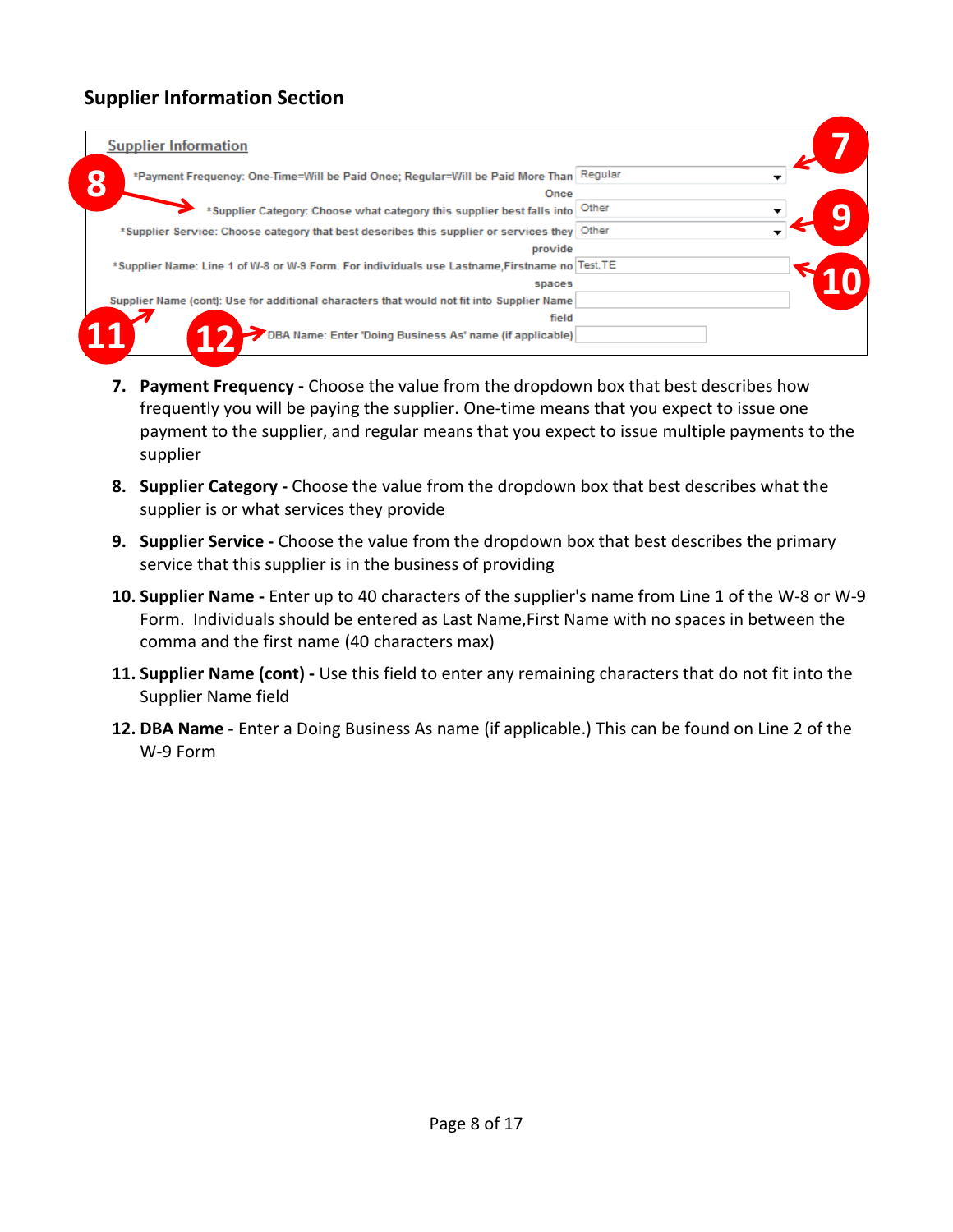## Supplier Information Section

7. **Payment Frequency -** Choose the value from the dropdown box that best describes how frequently you will be paying the supplier. One-time means that you expect to issue one payment to the supplier, and regular means that you expect to issue multiple payments to the supplier
8. **Supplier Category -** Choose the value from the dropdown box that best describes what the supplier is or what services they provide
9. **Supplier Service -** Choose the value from the dropdown box that best describes the primary service that this supplier is in the business of providing
10. **Supplier Name -** Enter up to 40 characters of the supplier's name from Line 1 of the W-8 or W-9 Form. Individuals should be entered as Last Name,First Name with no spaces in between the comma and the first name (40 characters max)
11. **Supplier Name (cont) -** Use this field to enter any remaining characters that do not fit into the Supplier Name field
12. **DBA Name -** Enter a Doing Business As name (if applicable.) This can be found on Line 2 of the W-9 Form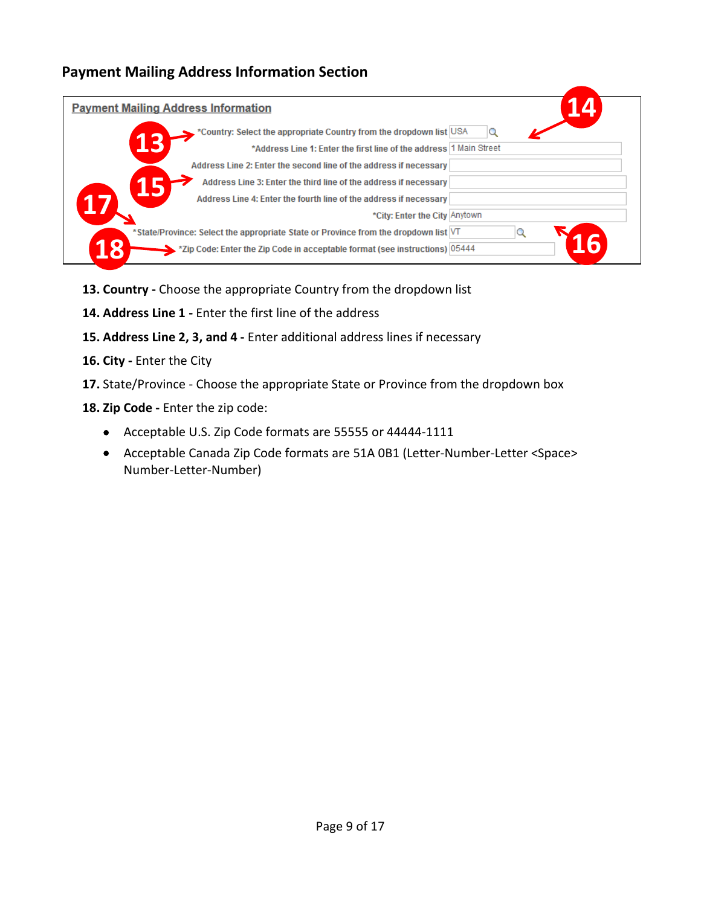## Payment Mailing Address Information Section

| Payment Mailing Address Information | |
|---|---|
| *Country: Select the appropriate Country from the dropdown list | USA |
| *Address Line 1: Enter the first line of the address | 1 Main Street |
| Address Line 2: Enter the second line of the address if necessary | |
| Address Line 3: Enter the third line of the address if necessary | |
| Address Line 4: Enter the fourth line of the address if necessary | |
| *City: Enter the City | Anytown |
| *State/Province: Select the appropriate State or Province from the dropdown list | VT |
| *Zip Code: Enter the Zip Code in acceptable format (see instructions) | 05444 |

**13. Country -** Choose the appropriate Country from the dropdown list

**14. Address Line 1 -** Enter the first line of the address

**15. Address Line 2, 3, and 4 -** Enter additional address lines if necessary

**16. City -** Enter the City

**17.** State/Province - Choose the appropriate State or Province from the dropdown box

**18. Zip Code -** Enter the zip code:

- Acceptable U.S. Zip Code formats are 55555 or 44444-1111
- Acceptable Canada Zip Code formats are 51A 0B1 (Letter-Number-Letter <Space> Number-Letter-Number)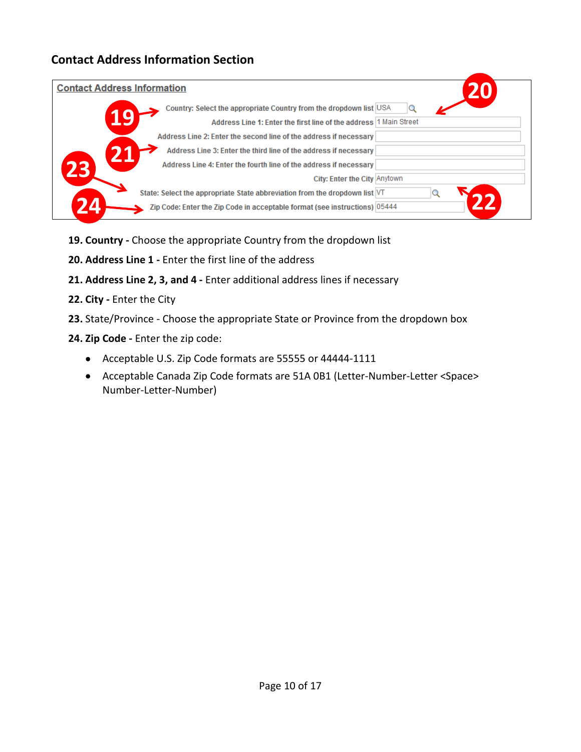## Contact Address Information Section

**19. Country -** Choose the appropriate Country from the dropdown list

**20. Address Line 1 -** Enter the first line of the address

**21. Address Line 2, 3, and 4 -** Enter additional address lines if necessary

**22. City -** Enter the City

**23.** State/Province - Choose the appropriate State or Province from the dropdown box

**24. Zip Code -** Enter the zip code:

- Acceptable U.S. Zip Code formats are 55555 or 44444-1111
- Acceptable Canada Zip Code formats are 51A 0B1 (Letter-Number-Letter <Space> Number-Letter-Number)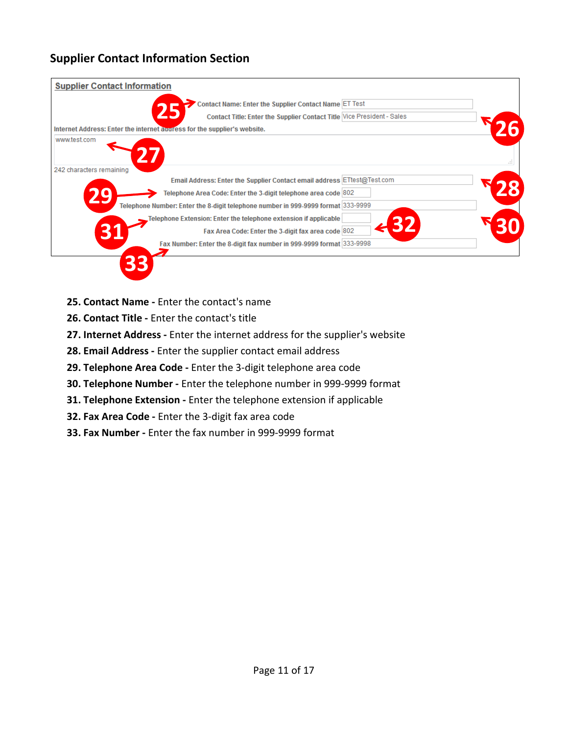## Supplier Contact Information Section

**Supplier Contact Information**

- Contact Name: Enter the Supplier Contact Name — ET Test
- Contact Title: Enter the Supplier Contact Title — Vice President - Sales
- Internet Address: Enter the internet address for the supplier's website. — www.test.com (242 characters remaining)
- Email Address: Enter the Supplier Contact email address — ETtest@Test.com
- Telephone Area Code: Enter the 3-digit telephone area code — 802
- Telephone Number: Enter the 8-digit telephone number in 999-9999 format — 333-9999
- Telephone Extension: Enter the telephone extension if applicable
- Fax Area Code: Enter the 3-digit fax area code — 802
- Fax Number: Enter the 8-digit fax number in 999-9999 format — 333-9998

**25. Contact Name -** Enter the contact's name

**26. Contact Title -** Enter the contact's title

**27. Internet Address -** Enter the internet address for the supplier's website

**28. Email Address -** Enter the supplier contact email address

**29. Telephone Area Code -** Enter the 3-digit telephone area code

**30. Telephone Number -** Enter the telephone number in 999-9999 format

**31. Telephone Extension -** Enter the telephone extension if applicable

**32. Fax Area Code -** Enter the 3-digit fax area code

**33. Fax Number -** Enter the fax number in 999-9999 format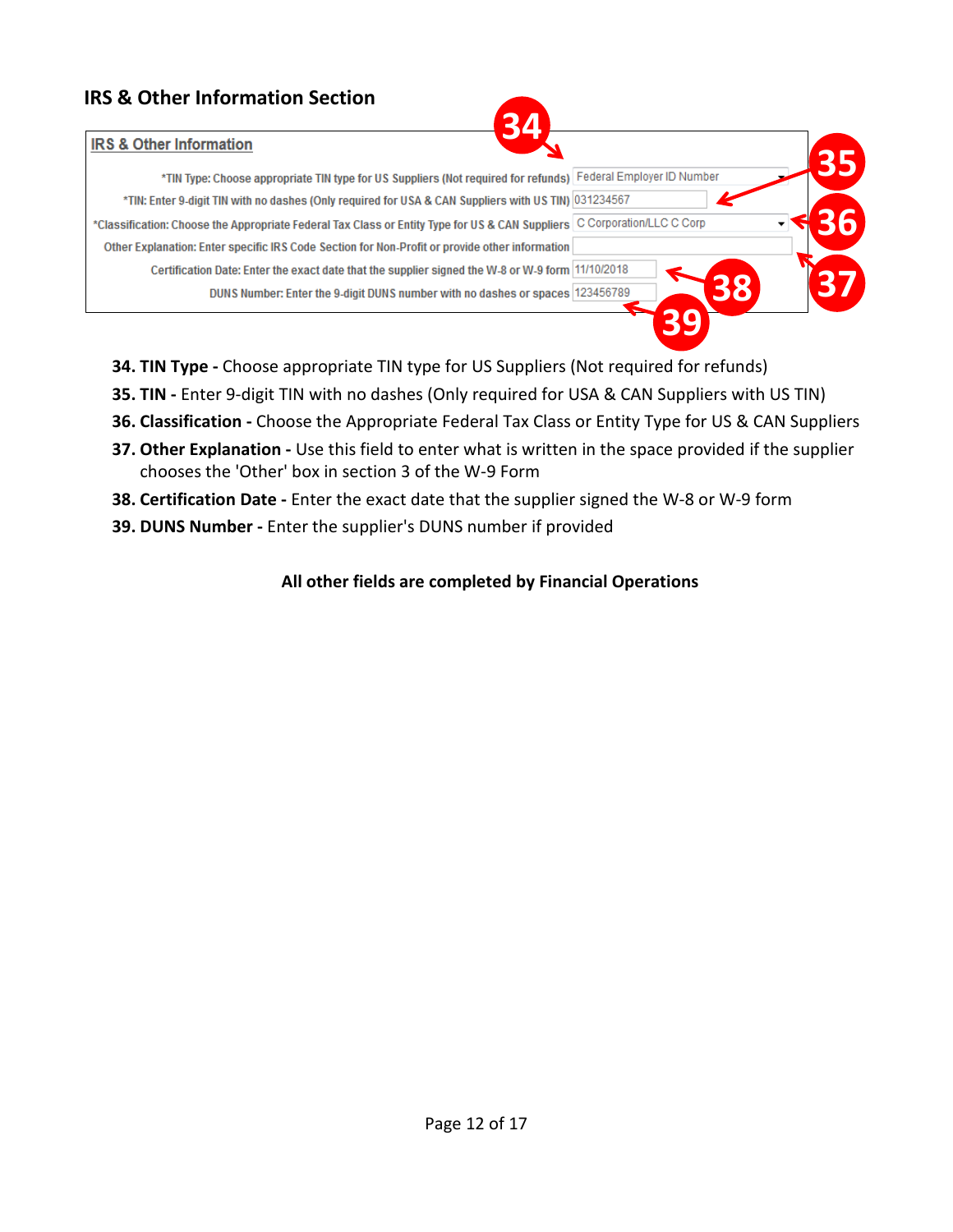## IRS & Other Information Section

**IRS & Other Information**

| Field | Value |
|---|---|
| *TIN Type: Choose appropriate TIN type for US Suppliers (Not required for refunds) | Federal Employer ID Number |
| *TIN: Enter 9-digit TIN with no dashes (Only required for USA & CAN Suppliers with US TIN) | 031234567 |
| *Classification: Choose the Appropriate Federal Tax Class or Entity Type for US & CAN Suppliers | C Corporation/LLC C Corp |
| Other Explanation: Enter specific IRS Code Section for Non-Profit or provide other information | |
| Certification Date: Enter the exact date that the supplier signed the W-8 or W-9 form | 11/10/2018 |
| DUNS Number: Enter the 9-digit DUNS number with no dashes or spaces | 123456789 |

**34. TIN Type -** Choose appropriate TIN type for US Suppliers (Not required for refunds)

**35. TIN -** Enter 9-digit TIN with no dashes (Only required for USA & CAN Suppliers with US TIN)

**36. Classification -** Choose the Appropriate Federal Tax Class or Entity Type for US & CAN Suppliers

**37. Other Explanation -** Use this field to enter what is written in the space provided if the supplier chooses the 'Other' box in section 3 of the W-9 Form

**38. Certification Date -** Enter the exact date that the supplier signed the W-8 or W-9 form

**39. DUNS Number -** Enter the supplier's DUNS number if provided

**All other fields are completed by Financial Operations**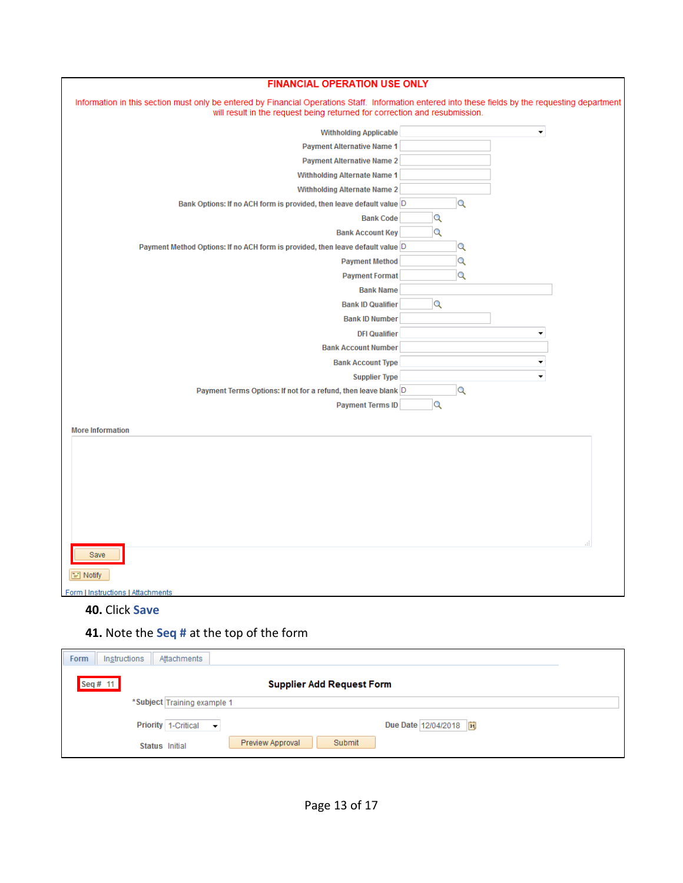**FINANCIAL OPERATION USE ONLY**

Information in this section must only be entered by Financial Operations Staff. Information entered into these fields by the requesting department will result in the request being returned for correction and resubmission.

| Field | Value |
|---|---|
| Withholding Applicable | |
| Payment Alternative Name 1 | |
| Payment Alternative Name 2 | |
| Withholding Alternate Name 1 | |
| Withholding Alternate Name 2 | |
| Bank Options: If no ACH form is provided, then leave default value | D |
| Bank Code | |
| Bank Account Key | |
| Payment Method Options: If no ACH form is provided, then leave default value | D |
| Payment Method | |
| Payment Format | |
| Bank Name | |
| Bank ID Qualifier | |
| Bank ID Number | |
| DFI Qualifier | |
| Bank Account Number | |
| Bank Account Type | |
| Supplier Type | |
| Payment Terms Options: If not for a refund, then leave blank | D |
| Payment Terms ID | |

More Information

Save

Notify

Form | Instructions | Attachments

**40.** Click **Save**

**41.** Note the **Seq #** at the top of the form

Form | Instructions | Attachments

Seq # 11

**Supplier Add Request Form**

*Subject: Training example 1

Priority: 1-Critical

Due Date: 12/04/2018

Status: Initial

Preview Approval | Submit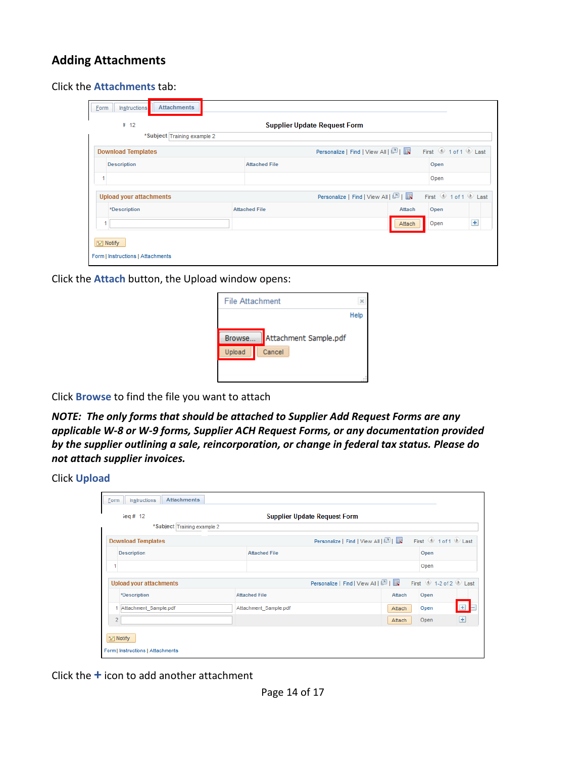## Adding Attachments

Click the **Attachments** tab:

Click the **Attach** button, the Upload window opens:

Click **Browse** to find the file you want to attach

***NOTE: The only forms that should be attached to Supplier Add Request Forms are any applicable W-8 or W-9 forms, Supplier ACH Request Forms, or any documentation provided by the supplier outlining a sale, reincorporation, or change in federal tax status. Please do not attach supplier invoices.***

Click **Upload**

Click the **+** icon to add another attachment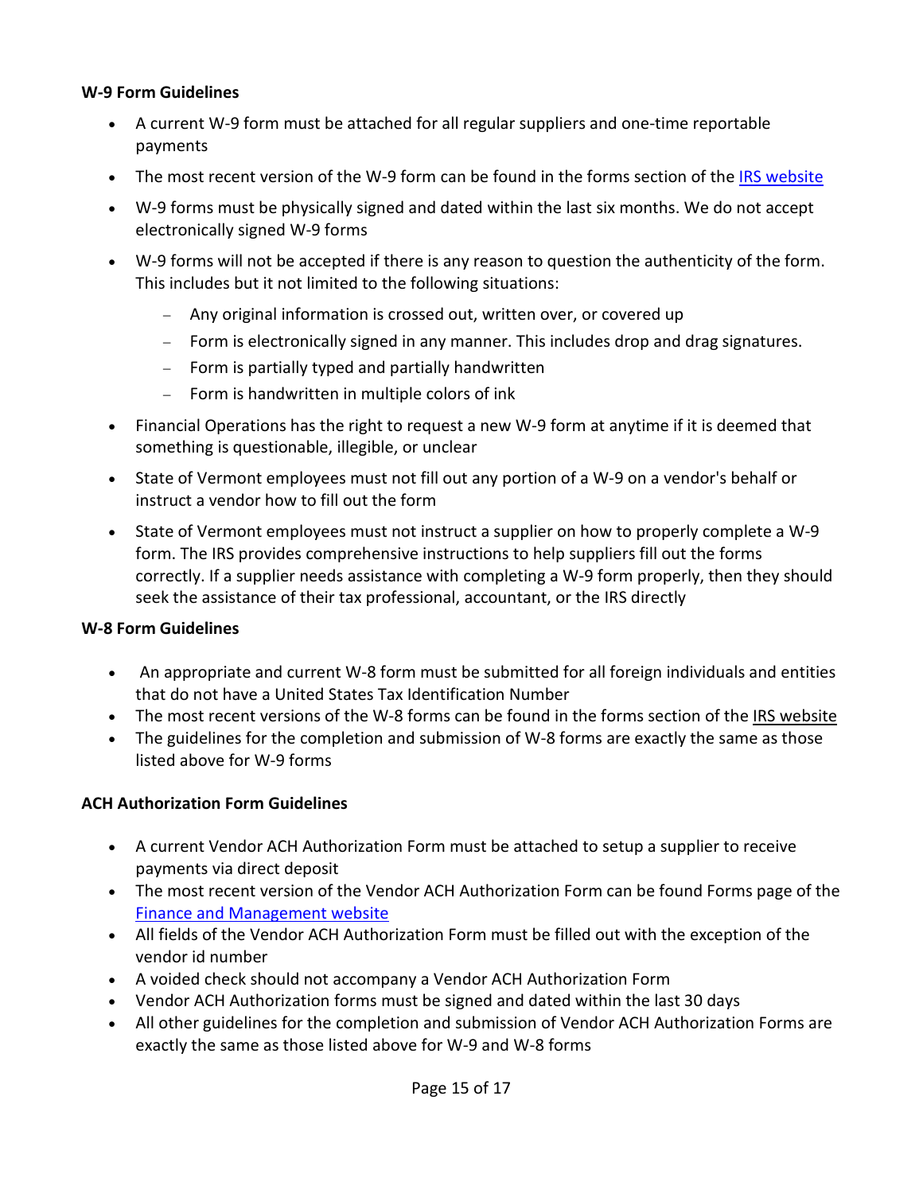**W-9 Form Guidelines**

- A current W-9 form must be attached for all regular suppliers and one-time reportable payments
- The most recent version of the W-9 form can be found in the forms section of the IRS website
- W-9 forms must be physically signed and dated within the last six months. We do not accept electronically signed W-9 forms
- W-9 forms will not be accepted if there is any reason to question the authenticity of the form. This includes but it not limited to the following situations:
  - Any original information is crossed out, written over, or covered up
  - Form is electronically signed in any manner. This includes drop and drag signatures.
  - Form is partially typed and partially handwritten
  - Form is handwritten in multiple colors of ink
- Financial Operations has the right to request a new W-9 form at anytime if it is deemed that something is questionable, illegible, or unclear
- State of Vermont employees must not fill out any portion of a W-9 on a vendor's behalf or instruct a vendor how to fill out the form
- State of Vermont employees must not instruct a supplier on how to properly complete a W-9 form. The IRS provides comprehensive instructions to help suppliers fill out the forms correctly. If a supplier needs assistance with completing a W-9 form properly, then they should seek the assistance of their tax professional, accountant, or the IRS directly

**W-8 Form Guidelines**

- An appropriate and current W-8 form must be submitted for all foreign individuals and entities that do not have a United States Tax Identification Number
- The most recent versions of the W-8 forms can be found in the forms section of the IRS website
- The guidelines for the completion and submission of W-8 forms are exactly the same as those listed above for W-9 forms

**ACH Authorization Form Guidelines**

- A current Vendor ACH Authorization Form must be attached to setup a supplier to receive payments via direct deposit
- The most recent version of the Vendor ACH Authorization Form can be found Forms page of the Finance and Management website
- All fields of the Vendor ACH Authorization Form must be filled out with the exception of the vendor id number
- A voided check should not accompany a Vendor ACH Authorization Form
- Vendor ACH Authorization forms must be signed and dated within the last 30 days
- All other guidelines for the completion and submission of Vendor ACH Authorization Forms are exactly the same as those listed above for W-9 and W-8 forms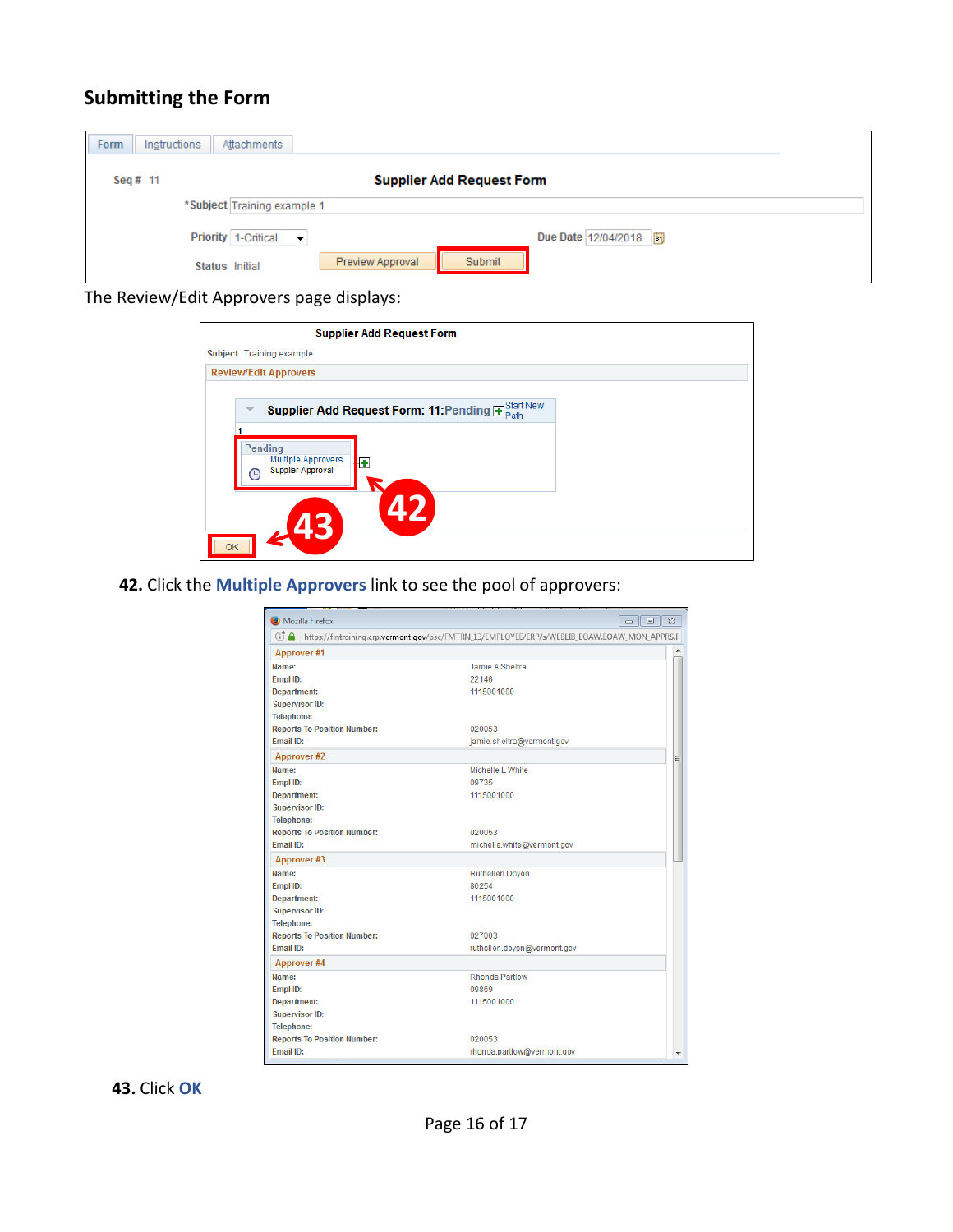## Submitting the Form

The Review/Edit Approvers page displays:

**42.** Click the **Multiple Approvers** link to see the pool of approvers:

**43.** Click **OK**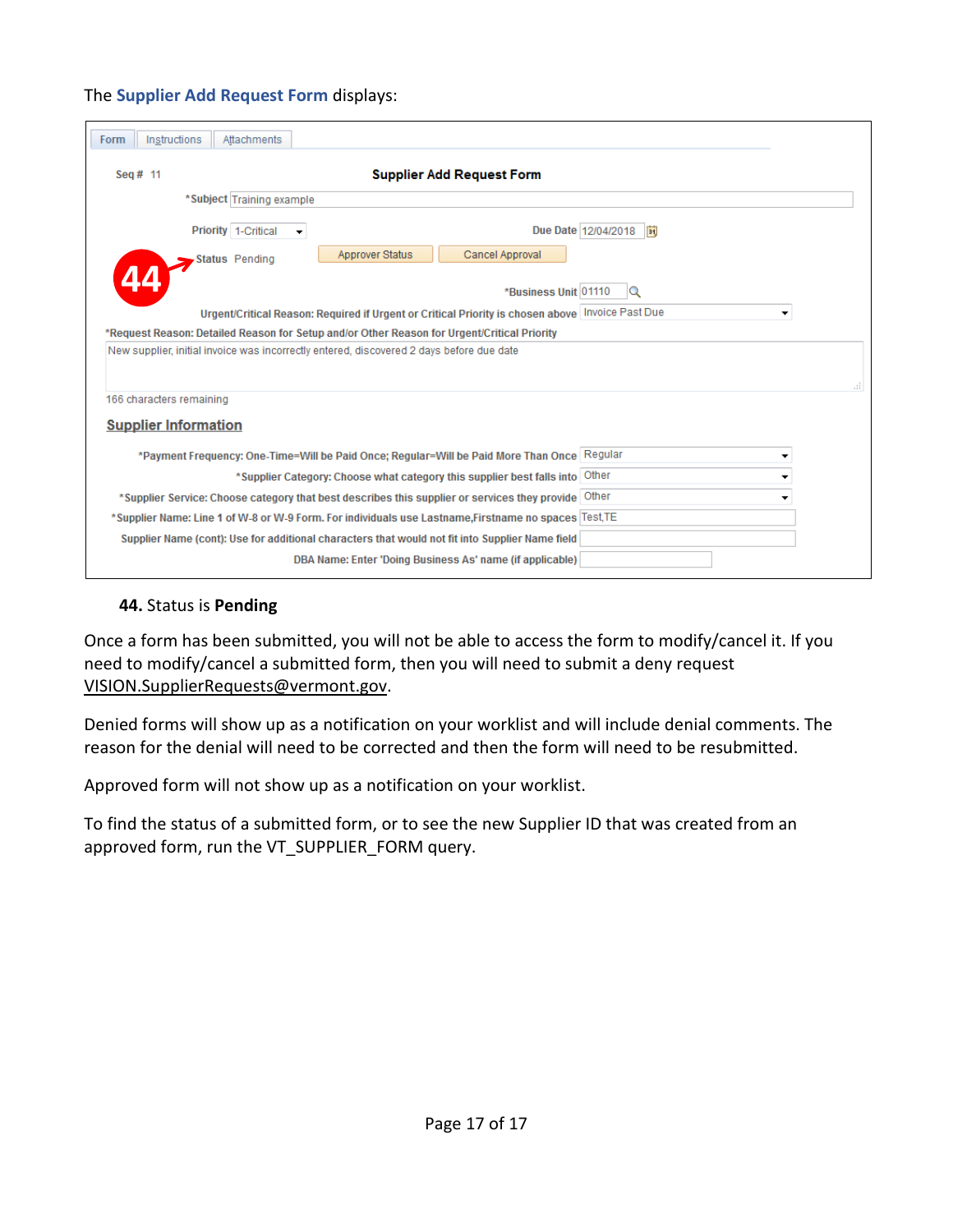The **Supplier Add Request Form** displays:

Form | Instructions | Attachments

Seq # 11

**Supplier Add Request Form**

*Subject: Training example

Priority: 1-Critical

Due Date: 12/04/2018

Status: Pending

Approver Status | Cancel Approval

44

*Business Unit: 01110

Urgent/Critical Reason: Required if Urgent or Critical Priority is chosen above: Invoice Past Due

*Request Reason: Detailed Reason for Setup and/or Other Reason for Urgent/Critical Priority

New supplier, initial invoice was incorrectly entered, discovered 2 days before due date

166 characters remaining

**Supplier Information**

*Payment Frequency: One-Time=Will be Paid Once; Regular=Will be Paid More Than Once: Regular

*Supplier Category: Choose what category this supplier best falls into: Other

*Supplier Service: Choose category that best describes this supplier or services they provide: Other

*Supplier Name: Line 1 of W-8 or W-9 Form. For individuals use Lastname,Firstname no spaces: Test,TE

Supplier Name (cont): Use for additional characters that would not fit into Supplier Name field

DBA Name: Enter 'Doing Business As' name (if applicable)

**44.** Status is **Pending**

Once a form has been submitted, you will not be able to access the form to modify/cancel it. If you need to modify/cancel a submitted form, then you will need to submit a deny request VISION.SupplierRequests@vermont.gov.

Denied forms will show up as a notification on your worklist and will include denial comments. The reason for the denial will need to be corrected and then the form will need to be resubmitted.

Approved form will not show up as a notification on your worklist.

To find the status of a submitted form, or to see the new Supplier ID that was created from an approved form, run the VT_SUPPLIER_FORM query.